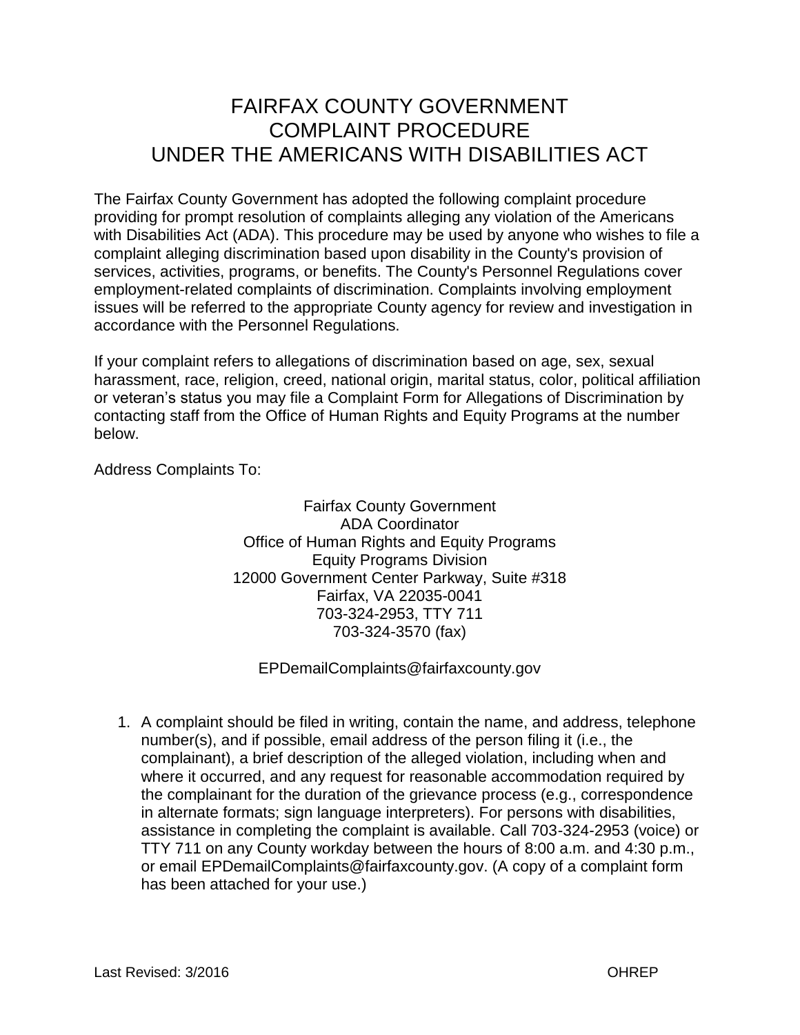# FAIRFAX COUNTY GOVERNMENT COMPLAINT PROCEDURE UNDER THE AMERICANS WITH DISABILITIES ACT

The Fairfax County Government has adopted the following complaint procedure providing for prompt resolution of complaints alleging any violation of the Americans with Disabilities Act (ADA). This procedure may be used by anyone who wishes to file a complaint alleging discrimination based upon disability in the County's provision of services, activities, programs, or benefits. The County's Personnel Regulations cover employment-related complaints of discrimination. Complaints involving employment issues will be referred to the appropriate County agency for review and investigation in accordance with the Personnel Regulations.

If your complaint refers to allegations of discrimination based on age, sex, sexual harassment, race, religion, creed, national origin, marital status, color, political affiliation or veteran's status you may file a Complaint Form for Allegations of Discrimination by contacting staff from the Office of Human Rights and Equity Programs at the number below.

Address Complaints To:

Fairfax County Government
ADA Coordinator
Office of Human Rights and Equity Programs
Equity Programs Division
12000 Government Center Parkway, Suite #318
Fairfax, VA 22035-0041
703-324-2953, TTY 711
703-324-3570 (fax)

EPDemailComplaints@fairfaxcounty.gov

1. A complaint should be filed in writing, contain the name, and address, telephone number(s), and if possible, email address of the person filing it (i.e., the complainant), a brief description of the alleged violation, including when and where it occurred, and any request for reasonable accommodation required by the complainant for the duration of the grievance process (e.g., correspondence in alternate formats; sign language interpreters). For persons with disabilities, assistance in completing the complaint is available. Call 703-324-2953 (voice) or TTY 711 on any County workday between the hours of 8:00 a.m. and 4:30 p.m., or email EPDemailComplaints@fairfaxcounty.gov. (A copy of a complaint form has been attached for your use.)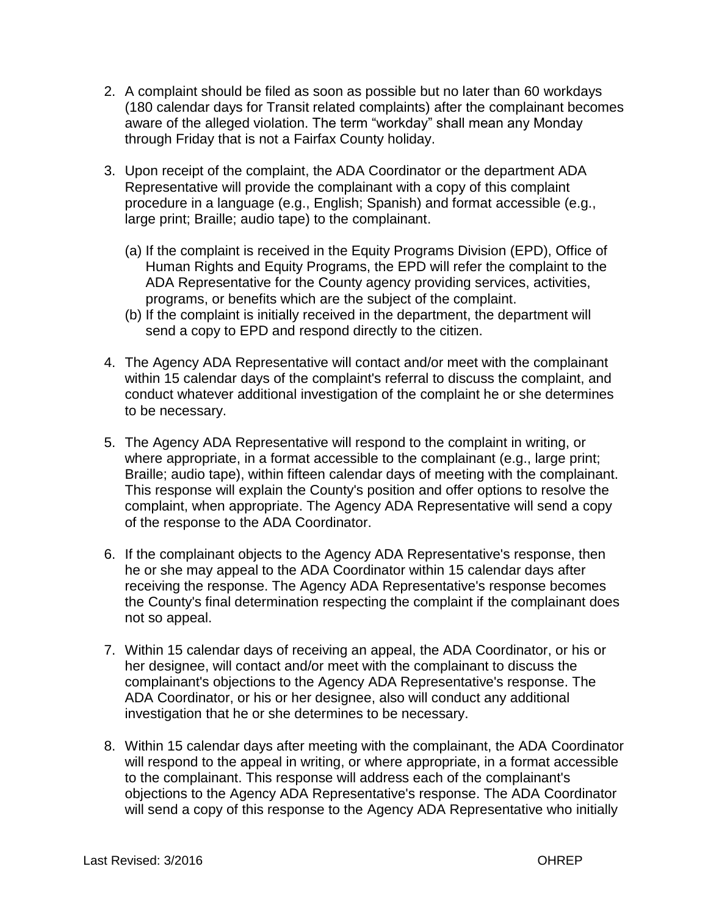2. A complaint should be filed as soon as possible but no later than 60 workdays (180 calendar days for Transit related complaints) after the complainant becomes aware of the alleged violation. The term "workday" shall mean any Monday through Friday that is not a Fairfax County holiday.

3. Upon receipt of the complaint, the ADA Coordinator or the department ADA Representative will provide the complainant with a copy of this complaint procedure in a language (e.g., English; Spanish) and format accessible (e.g., large print; Braille; audio tape) to the complainant.

   (a) If the complaint is received in the Equity Programs Division (EPD), Office of Human Rights and Equity Programs, the EPD will refer the complaint to the ADA Representative for the County agency providing services, activities, programs, or benefits which are the subject of the complaint.
   (b) If the complaint is initially received in the department, the department will send a copy to EPD and respond directly to the citizen.

4. The Agency ADA Representative will contact and/or meet with the complainant within 15 calendar days of the complaint's referral to discuss the complaint, and conduct whatever additional investigation of the complaint he or she determines to be necessary.

5. The Agency ADA Representative will respond to the complaint in writing, or where appropriate, in a format accessible to the complainant (e.g., large print; Braille; audio tape), within fifteen calendar days of meeting with the complainant. This response will explain the County's position and offer options to resolve the complaint, when appropriate. The Agency ADA Representative will send a copy of the response to the ADA Coordinator.

6. If the complainant objects to the Agency ADA Representative's response, then he or she may appeal to the ADA Coordinator within 15 calendar days after receiving the response. The Agency ADA Representative's response becomes the County's final determination respecting the complaint if the complainant does not so appeal.

7. Within 15 calendar days of receiving an appeal, the ADA Coordinator, or his or her designee, will contact and/or meet with the complainant to discuss the complainant's objections to the Agency ADA Representative's response. The ADA Coordinator, or his or her designee, also will conduct any additional investigation that he or she determines to be necessary.

8. Within 15 calendar days after meeting with the complainant, the ADA Coordinator will respond to the appeal in writing, or where appropriate, in a format accessible to the complainant. This response will address each of the complainant's objections to the Agency ADA Representative's response. The ADA Coordinator will send a copy of this response to the Agency ADA Representative who initially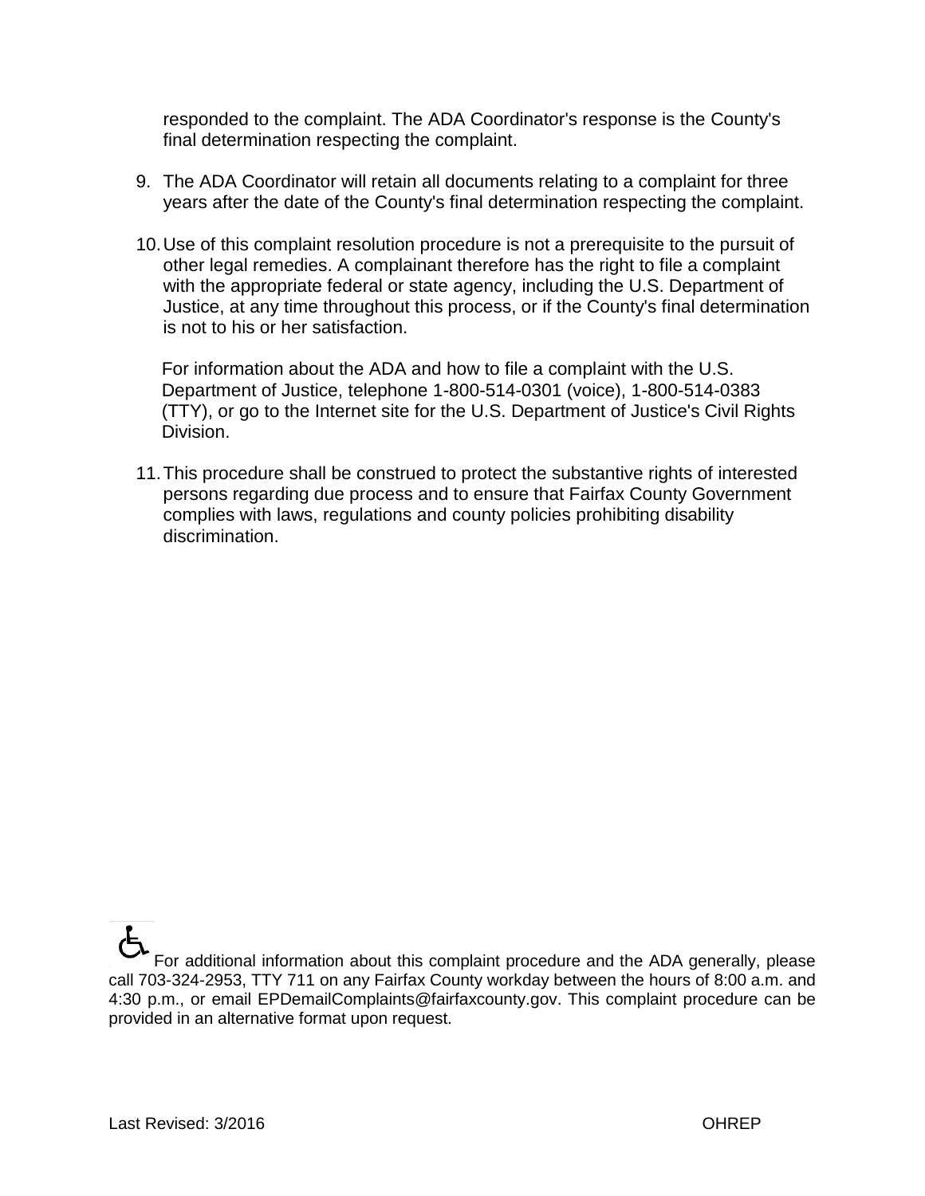responded to the complaint. The ADA Coordinator's response is the County's final determination respecting the complaint.

9. The ADA Coordinator will retain all documents relating to a complaint for three years after the date of the County's final determination respecting the complaint.

10. Use of this complaint resolution procedure is not a prerequisite to the pursuit of other legal remedies. A complainant therefore has the right to file a complaint with the appropriate federal or state agency, including the U.S. Department of Justice, at any time throughout this process, or if the County's final determination is not to his or her satisfaction.

    For information about the ADA and how to file a complaint with the U.S. Department of Justice, telephone 1-800-514-0301 (voice), 1-800-514-0383 (TTY), or go to the Internet site for the U.S. Department of Justice's Civil Rights Division.

11. This procedure shall be construed to protect the substantive rights of interested persons regarding due process and to ensure that Fairfax County Government complies with laws, regulations and county policies prohibiting disability discrimination.

For additional information about this complaint procedure and the ADA generally, please call 703-324-2953, TTY 711 on any Fairfax County workday between the hours of 8:00 a.m. and 4:30 p.m., or email EPDemailComplaints@fairfaxcounty.gov. This complaint procedure can be provided in an alternative format upon request.

Last Revised: 3/2016 OHREP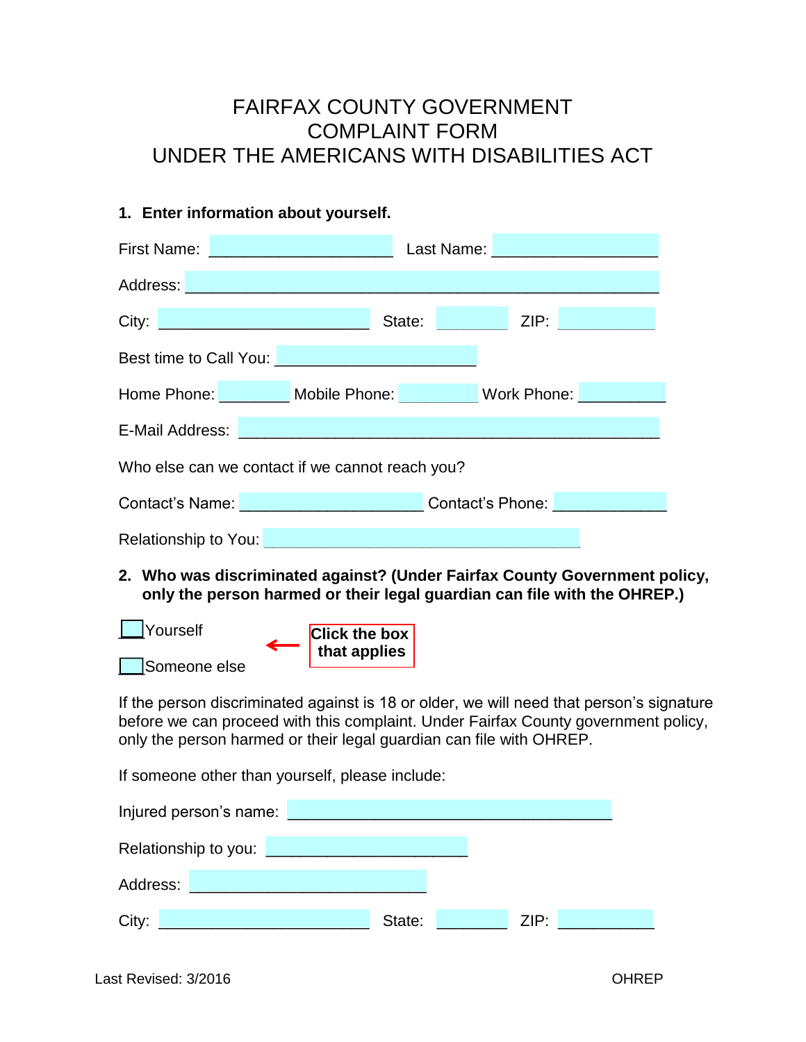# FAIRFAX COUNTY GOVERNMENT
# COMPLAINT FORM
# UNDER THE AMERICANS WITH DISABILITIES ACT

**1. Enter information about yourself.**

First Name: ____________________ Last Name: ____________________

Address: ______________________________________________________

City: ________________________ State: ________ ZIP: __________

Best time to Call You: ______________________

Home Phone: ________ Mobile Phone: _________ Work Phone: __________

E-Mail Address: ______________________________________________

Who else can we contact if we cannot reach you?

Contact's Name: ____________________ Contact's Phone: ____________

Relationship to You: ___________________________________

**2. Who was discriminated against? (Under Fairfax County Government policy, only the person harmed or their legal guardian can file with the OHREP.)**

☐ Yourself

☐ Someone else

← **Click the box that applies**

If the person discriminated against is 18 or older, we will need that person's signature before we can proceed with this complaint. Under Fairfax County government policy, only the person harmed or their legal guardian can file with OHREP.

If someone other than yourself, please include:

Injured person's name: ___________________________________

Relationship to you: ______________________

Address: __________________________

City: ________________________ State: ________ ZIP: __________

Last Revised: 3/2016 OHREP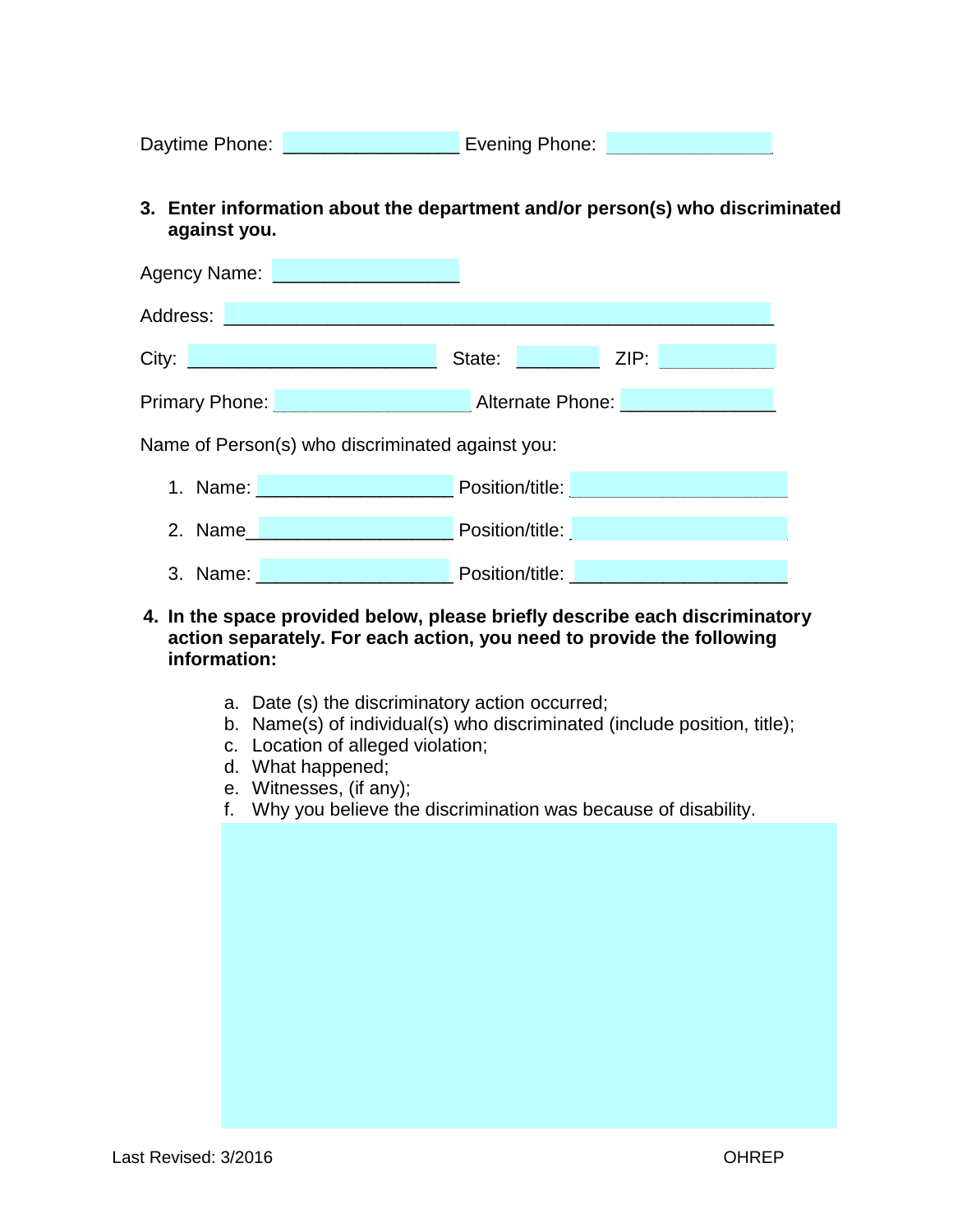Daytime Phone: _________________ Evening Phone: _________________

**3. Enter information about the department and/or person(s) who discriminated against you.**

Agency Name: __________________

Address: ______________________________________________________

City: ________________________ State: ________ ZIP: ___________

Primary Phone: ___________________ Alternate Phone: _______________

Name of Person(s) who discriminated against you:

1. Name: ___________________ Position/title: _____________________
2. Name___________________ Position/title: _____________________
3. Name: ___________________ Position/title: _____________________

**4. In the space provided below, please briefly describe each discriminatory action separately. For each action, you need to provide the following information:**

a. Date (s) the discriminatory action occurred;
b. Name(s) of individual(s) who discriminated (include position, title);
c. Location of alleged violation;
d. What happened;
e. Witnesses, (if any);
f. Why you believe the discrimination was because of disability.

Last Revised: 3/2016 OHREP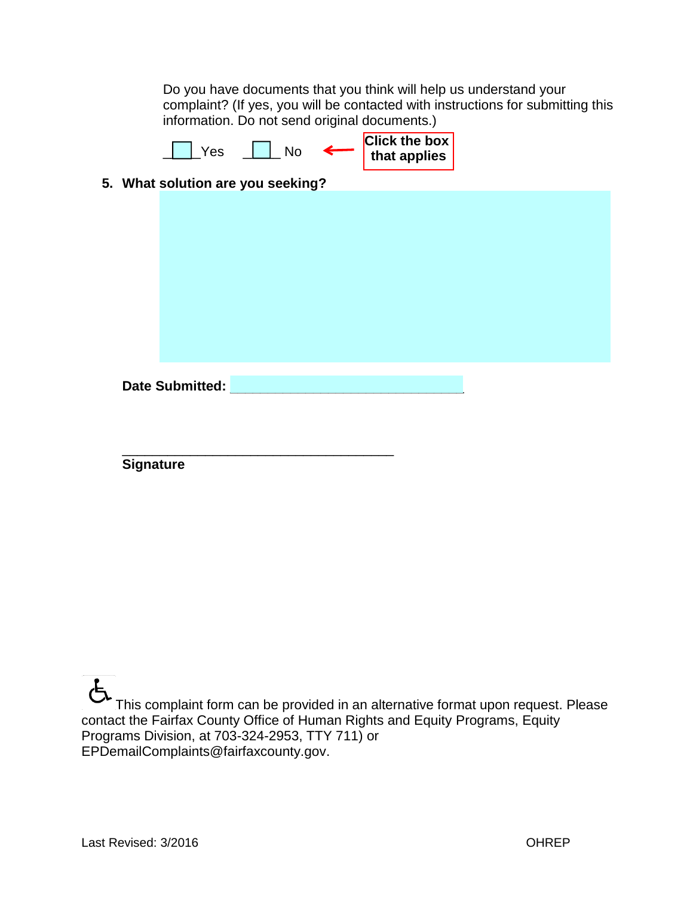Do you have documents that you think will help us understand your complaint? (If yes, you will be contacted with instructions for submitting this information. Do not send original documents.)

☐ Yes ☐ No ← **Click the box that applies**

**5. What solution are you seeking?**

**Date Submitted:** ______________________________

______________________________________

**Signature**

This complaint form can be provided in an alternative format upon request. Please contact the Fairfax County Office of Human Rights and Equity Programs, Equity Programs Division, at 703-324-2953, TTY 711) or EPDemailComplaints@fairfaxcounty.gov.

Last Revised: 3/2016 OHREP